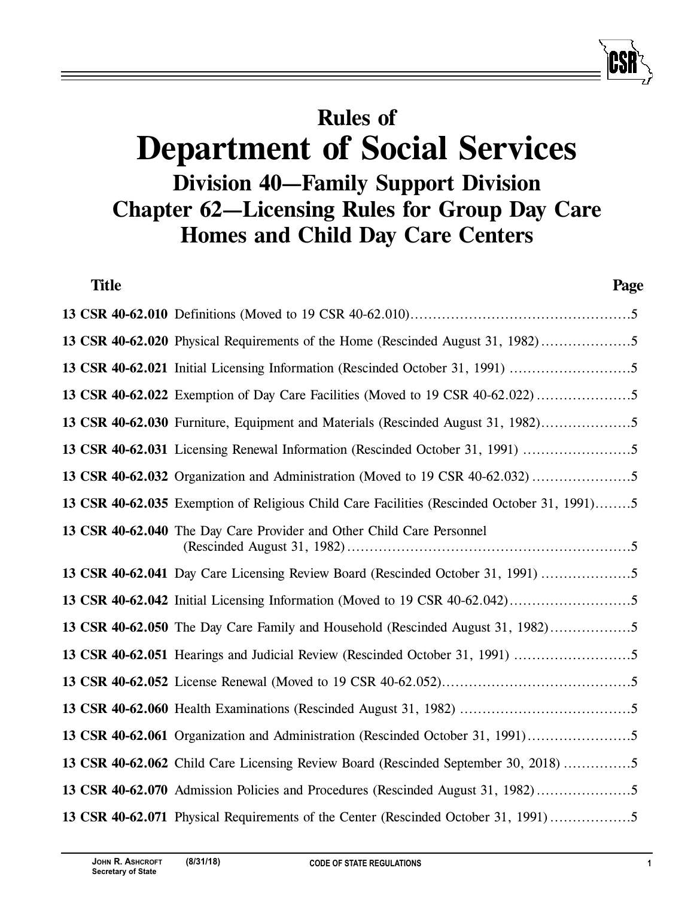# Rules of
# Department of Social Services
## Division 40—Family Support Division
## Chapter 62—Licensing Rules for Group Day Care Homes and Child Day Care Centers

| Title | | Page |
|---|---|---|
| **13 CSR 40-62.010** | Definitions (Moved to 19 CSR 40-62.010) | 5 |
| **13 CSR 40-62.020** | Physical Requirements of the Home (Rescinded August 31, 1982) | 5 |
| **13 CSR 40-62.021** | Initial Licensing Information (Rescinded October 31, 1991) | 5 |
| **13 CSR 40-62.022** | Exemption of Day Care Facilities (Moved to 19 CSR 40-62.022) | 5 |
| **13 CSR 40-62.030** | Furniture, Equipment and Materials (Rescinded August 31, 1982) | 5 |
| **13 CSR 40-62.031** | Licensing Renewal Information (Rescinded October 31, 1991) | 5 |
| **13 CSR 40-62.032** | Organization and Administration (Moved to 19 CSR 40-62.032) | 5 |
| **13 CSR 40-62.035** | Exemption of Religious Child Care Facilities (Rescinded October 31, 1991) | 5 |
| **13 CSR 40-62.040** | The Day Care Provider and Other Child Care Personnel (Rescinded August 31, 1982) | 5 |
| **13 CSR 40-62.041** | Day Care Licensing Review Board (Rescinded October 31, 1991) | 5 |
| **13 CSR 40-62.042** | Initial Licensing Information (Moved to 19 CSR 40-62.042) | 5 |
| **13 CSR 40-62.050** | The Day Care Family and Household (Rescinded August 31, 1982) | 5 |
| **13 CSR 40-62.051** | Hearings and Judicial Review (Rescinded October 31, 1991) | 5 |
| **13 CSR 40-62.052** | License Renewal (Moved to 19 CSR 40-62.052) | 5 |
| **13 CSR 40-62.060** | Health Examinations (Rescinded August 31, 1982) | 5 |
| **13 CSR 40-62.061** | Organization and Administration (Rescinded October 31, 1991) | 5 |
| **13 CSR 40-62.062** | Child Care Licensing Review Board (Rescinded September 30, 2018) | 5 |
| **13 CSR 40-62.070** | Admission Policies and Procedures (Rescinded August 31, 1982) | 5 |
| **13 CSR 40-62.071** | Physical Requirements of the Center (Rescinded October 31, 1991) | 5 |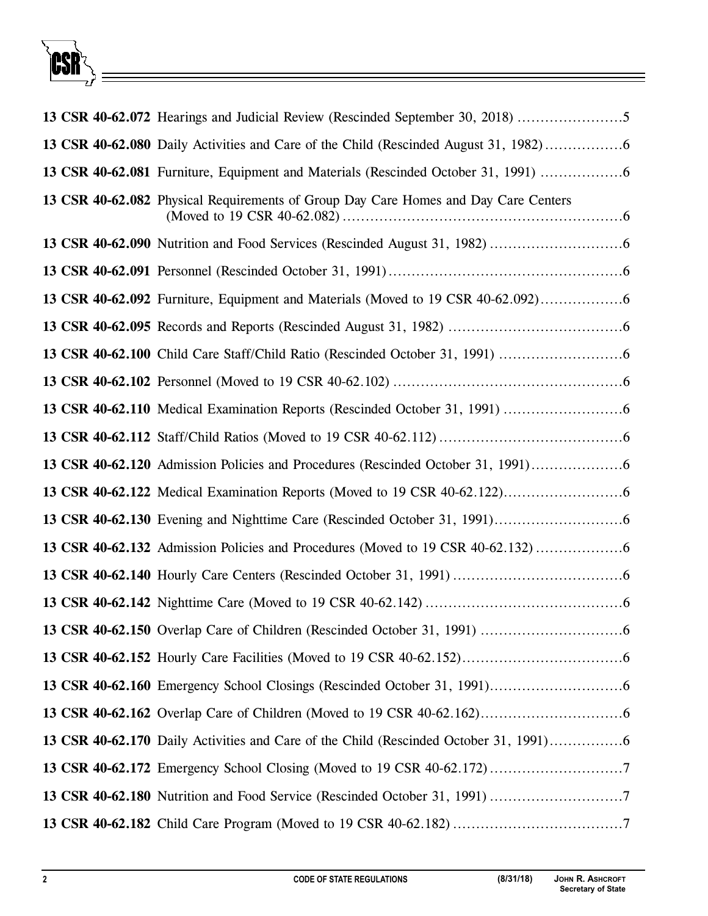**13 CSR 40-62.072** Hearings and Judicial Review (Rescinded September 30, 2018) .......................5

**13 CSR 40-62.080** Daily Activities and Care of the Child (Rescinded August 31, 1982).................6

**13 CSR 40-62.081** Furniture, Equipment and Materials (Rescinded October 31, 1991) ..................6

**13 CSR 40-62.082** Physical Requirements of Group Day Care Homes and Day Care Centers (Moved to 19 CSR 40-62.082) ..........................................................6

**13 CSR 40-62.090** Nutrition and Food Services (Rescinded August 31, 1982) .............................6

**13 CSR 40-62.091** Personnel (Rescinded October 31, 1991)...................................................6

**13 CSR 40-62.092** Furniture, Equipment and Materials (Moved to 19 CSR 40-62.092)..................6

**13 CSR 40-62.095** Records and Reports (Rescinded August 31, 1982) ......................................6

**13 CSR 40-62.100** Child Care Staff/Child Ratio (Rescinded October 31, 1991) ...........................6

**13 CSR 40-62.102** Personnel (Moved to 19 CSR 40-62.102) ..................................................6

**13 CSR 40-62.110** Medical Examination Reports (Rescinded October 31, 1991) ..........................6

**13 CSR 40-62.112** Staff/Child Ratios (Moved to 19 CSR 40-62.112) ........................................6

**13 CSR 40-62.120** Admission Policies and Procedures (Rescinded October 31, 1991)....................6

**13 CSR 40-62.122** Medical Examination Reports (Moved to 19 CSR 40-62.122)..........................6

**13 CSR 40-62.130** Evening and Nighttime Care (Rescinded October 31, 1991)............................6

**13 CSR 40-62.132** Admission Policies and Procedures (Moved to 19 CSR 40-62.132) ...................6

**13 CSR 40-62.140** Hourly Care Centers (Rescinded October 31, 1991) .....................................6

**13 CSR 40-62.142** Nighttime Care (Moved to 19 CSR 40-62.142) ...........................................6

**13 CSR 40-62.150** Overlap Care of Children (Rescinded October 31, 1991) ...............................6

**13 CSR 40-62.152** Hourly Care Facilities (Moved to 19 CSR 40-62.152)...................................6

**13 CSR 40-62.160** Emergency School Closings (Rescinded October 31, 1991).............................6

**13 CSR 40-62.162** Overlap Care of Children (Moved to 19 CSR 40-62.162)...............................6

**13 CSR 40-62.170** Daily Activities and Care of the Child (Rescinded October 31, 1991)................6

**13 CSR 40-62.172** Emergency School Closing (Moved to 19 CSR 40-62.172).............................7

**13 CSR 40-62.180** Nutrition and Food Service (Rescinded October 31, 1991) .............................7

**13 CSR 40-62.182** Child Care Program (Moved to 19 CSR 40-62.182) .....................................7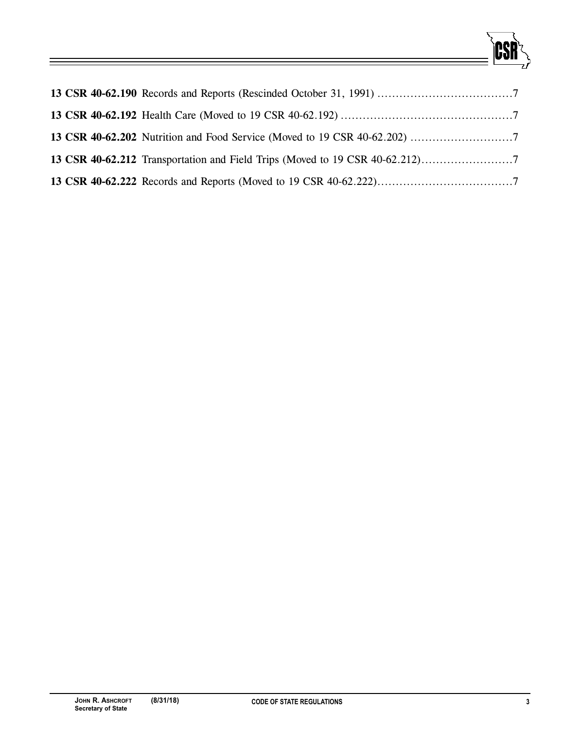**13 CSR 40-62.190** Records and Reports (Rescinded October 31, 1991) ....................................7

**13 CSR 40-62.192** Health Care (Moved to 19 CSR 40-62.192) ...............................................7

**13 CSR 40-62.202** Nutrition and Food Service (Moved to 19 CSR 40-62.202) ............................7

**13 CSR 40-62.212** Transportation and Field Trips (Moved to 19 CSR 40-62.212).........................7

**13 CSR 40-62.222** Records and Reports (Moved to 19 CSR 40-62.222)....................................7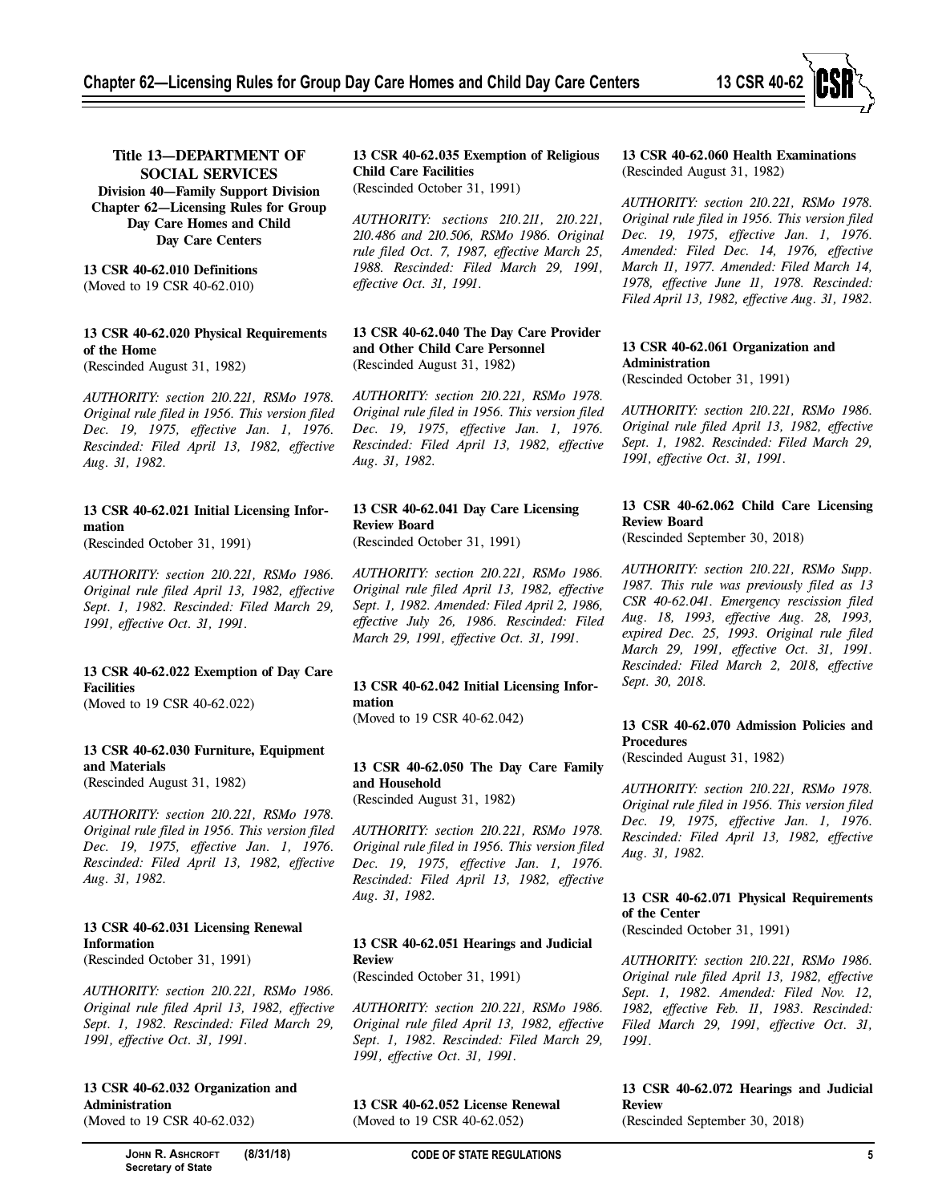## Title 13—DEPARTMENT OF SOCIAL SERVICES
### Division 40—Family Support Division
### Chapter 62—Licensing Rules for Group Day Care Homes and Child Day Care Centers

**13 CSR 40-62.010 Definitions**
(Moved to 19 CSR 40-62.010)

**13 CSR 40-62.020 Physical Requirements of the Home**
(Rescinded August 31, 1982)

*AUTHORITY: section 210.221, RSMo 1978. Original rule filed in 1956. This version filed Dec. 19, 1975, effective Jan. 1, 1976. Rescinded: Filed April 13, 1982, effective Aug. 31, 1982.*

**13 CSR 40-62.021 Initial Licensing Information**
(Rescinded October 31, 1991)

*AUTHORITY: section 210.221, RSMo 1986. Original rule filed April 13, 1982, effective Sept. 1, 1982. Rescinded: Filed March 29, 1991, effective Oct. 31, 1991.*

**13 CSR 40-62.022 Exemption of Day Care Facilities**
(Moved to 19 CSR 40-62.022)

**13 CSR 40-62.030 Furniture, Equipment and Materials**
(Rescinded August 31, 1982)

*AUTHORITY: section 210.221, RSMo 1978. Original rule filed in 1956. This version filed Dec. 19, 1975, effective Jan. 1, 1976. Rescinded: Filed April 13, 1982, effective Aug. 31, 1982.*

**13 CSR 40-62.031 Licensing Renewal Information**
(Rescinded October 31, 1991)

*AUTHORITY: section 210.221, RSMo 1986. Original rule filed April 13, 1982, effective Sept. 1, 1982. Rescinded: Filed March 29, 1991, effective Oct. 31, 1991.*

**13 CSR 40-62.032 Organization and Administration**
(Moved to 19 CSR 40-62.032)

**13 CSR 40-62.035 Exemption of Religious Child Care Facilities**
(Rescinded October 31, 1991)

*AUTHORITY: sections 210.211, 210.221, 210.486 and 210.506, RSMo 1986. Original rule filed Oct. 7, 1987, effective March 25, 1988. Rescinded: Filed March 29, 1991, effective Oct. 31, 1991.*

**13 CSR 40-62.040 The Day Care Provider and Other Child Care Personnel**
(Rescinded August 31, 1982)

*AUTHORITY: section 210.221, RSMo 1978. Original rule filed in 1956. This version filed Dec. 19, 1975, effective Jan. 1, 1976. Rescinded: Filed April 13, 1982, effective Aug. 31, 1982.*

**13 CSR 40-62.041 Day Care Licensing Review Board**
(Rescinded October 31, 1991)

*AUTHORITY: section 210.221, RSMo 1986. Original rule filed April 13, 1982, effective Sept. 1, 1982. Amended: Filed April 2, 1986, effective July 26, 1986. Rescinded: Filed March 29, 1991, effective Oct. 31, 1991.*

**13 CSR 40-62.042 Initial Licensing Information**
(Moved to 19 CSR 40-62.042)

**13 CSR 40-62.050 The Day Care Family and Household**
(Rescinded August 31, 1982)

*AUTHORITY: section 210.221, RSMo 1978. Original rule filed in 1956. This version filed Dec. 19, 1975, effective Jan. 1, 1976. Rescinded: Filed April 13, 1982, effective Aug. 31, 1982.*

**13 CSR 40-62.051 Hearings and Judicial Review**
(Rescinded October 31, 1991)

*AUTHORITY: section 210.221, RSMo 1986. Original rule filed April 13, 1982, effective Sept. 1, 1982. Rescinded: Filed March 29, 1991, effective Oct. 31, 1991.*

**13 CSR 40-62.052 License Renewal**
(Moved to 19 CSR 40-62.052)

**13 CSR 40-62.060 Health Examinations**
(Rescinded August 31, 1982)

*AUTHORITY: section 210.221, RSMo 1978. Original rule filed in 1956. This version filed Dec. 19, 1975, effective Jan. 1, 1976. Amended: Filed Dec. 14, 1976, effective March 11, 1977. Amended: Filed March 14, 1978, effective June 11, 1978. Rescinded: Filed April 13, 1982, effective Aug. 31, 1982.*

**13 CSR 40-62.061 Organization and Administration**
(Rescinded October 31, 1991)

*AUTHORITY: section 210.221, RSMo 1986. Original rule filed April 13, 1982, effective Sept. 1, 1982. Rescinded: Filed March 29, 1991, effective Oct. 31, 1991.*

**13 CSR 40-62.062 Child Care Licensing Review Board**
(Rescinded September 30, 2018)

*AUTHORITY: section 210.221, RSMo Supp. 1987. This rule was previously filed as 13 CSR 40-62.041. Emergency rescission filed Aug. 18, 1993, effective Aug. 28, 1993, expired Dec. 25, 1993. Original rule filed March 29, 1991, effective Oct. 31, 1991. Rescinded: Filed March 2, 2018, effective Sept. 30, 2018.*

**13 CSR 40-62.070 Admission Policies and Procedures**
(Rescinded August 31, 1982)

*AUTHORITY: section 210.221, RSMo 1978. Original rule filed in 1956. This version filed Dec. 19, 1975, effective Jan. 1, 1976. Rescinded: Filed April 13, 1982, effective Aug. 31, 1982.*

**13 CSR 40-62.071 Physical Requirements of the Center**
(Rescinded October 31, 1991)

*AUTHORITY: section 210.221, RSMo 1986. Original rule filed April 13, 1982, effective Sept. 1, 1982. Amended: Filed Nov. 12, 1982, effective Feb. 11, 1983. Rescinded: Filed March 29, 1991, effective Oct. 31, 1991.*

**13 CSR 40-62.072 Hearings and Judicial Review**
(Rescinded September 30, 2018)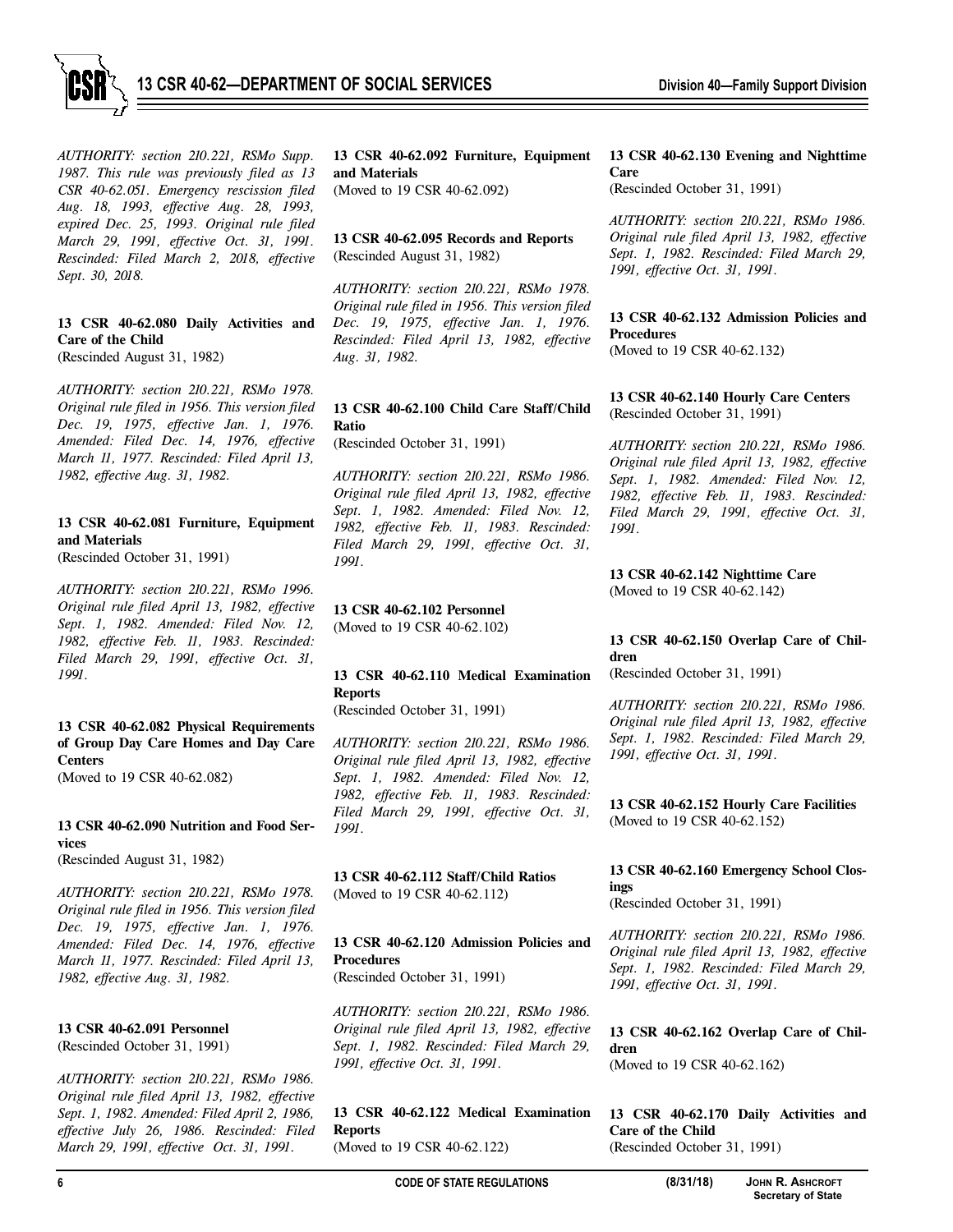*AUTHORITY: section 210.221, RSMo Supp. 1987. This rule was previously filed as 13 CSR 40-62.051. Emergency rescission filed Aug. 18, 1993, effective Aug. 28, 1993, expired Dec. 25, 1993. Original rule filed March 29, 1991, effective Oct. 31, 1991. Rescinded: Filed March 2, 2018, effective Sept. 30, 2018.*

**13 CSR 40-62.080 Daily Activities and Care of the Child**
(Rescinded August 31, 1982)

*AUTHORITY: section 210.221, RSMo 1978. Original rule filed in 1956. This version filed Dec. 19, 1975, effective Jan. 1, 1976. Amended: Filed Dec. 14, 1976, effective March 11, 1977. Rescinded: Filed April 13, 1982, effective Aug. 31, 1982.*

**13 CSR 40-62.081 Furniture, Equipment and Materials**
(Rescinded October 31, 1991)

*AUTHORITY: section 210.221, RSMo 1996. Original rule filed April 13, 1982, effective Sept. 1, 1982. Amended: Filed Nov. 12, 1982, effective Feb. 11, 1983. Rescinded: Filed March 29, 1991, effective Oct. 31, 1991.*

**13 CSR 40-62.082 Physical Requirements of Group Day Care Homes and Day Care Centers**
(Moved to 19 CSR 40-62.082)

**13 CSR 40-62.090 Nutrition and Food Services**
(Rescinded August 31, 1982)

*AUTHORITY: section 210.221, RSMo 1978. Original rule filed in 1956. This version filed Dec. 19, 1975, effective Jan. 1, 1976. Amended: Filed Dec. 14, 1976, effective March 11, 1977. Rescinded: Filed April 13, 1982, effective Aug. 31, 1982.*

**13 CSR 40-62.091 Personnel**
(Rescinded October 31, 1991)

*AUTHORITY: section 210.221, RSMo 1986. Original rule filed April 13, 1982, effective Sept. 1, 1982. Amended: Filed April 2, 1986, effective July 26, 1986. Rescinded: Filed March 29, 1991, effective Oct. 31, 1991.*

**13 CSR 40-62.092 Furniture, Equipment and Materials**
(Moved to 19 CSR 40-62.092)

**13 CSR 40-62.095 Records and Reports**
(Rescinded August 31, 1982)

*AUTHORITY: section 210.221, RSMo 1978. Original rule filed in 1956. This version filed Dec. 19, 1975, effective Jan. 1, 1976. Rescinded: Filed April 13, 1982, effective Aug. 31, 1982.*

**13 CSR 40-62.100 Child Care Staff/Child Ratio**
(Rescinded October 31, 1991)

*AUTHORITY: section 210.221, RSMo 1986. Original rule filed April 13, 1982, effective Sept. 1, 1982. Amended: Filed Nov. 12, 1982, effective Feb. 11, 1983. Rescinded: Filed March 29, 1991, effective Oct. 31, 1991.*

**13 CSR 40-62.102 Personnel**
(Moved to 19 CSR 40-62.102)

**13 CSR 40-62.110 Medical Examination Reports**
(Rescinded October 31, 1991)

*AUTHORITY: section 210.221, RSMo 1986. Original rule filed April 13, 1982, effective Sept. 1, 1982. Amended: Filed Nov. 12, 1982, effective Feb. 11, 1983. Rescinded: Filed March 29, 1991, effective Oct. 31, 1991.*

**13 CSR 40-62.112 Staff/Child Ratios**
(Moved to 19 CSR 40-62.112)

**13 CSR 40-62.120 Admission Policies and Procedures**
(Rescinded October 31, 1991)

*AUTHORITY: section 210.221, RSMo 1986. Original rule filed April 13, 1982, effective Sept. 1, 1982. Rescinded: Filed March 29, 1991, effective Oct. 31, 1991.*

**13 CSR 40-62.122 Medical Examination Reports**
(Moved to 19 CSR 40-62.122)

**13 CSR 40-62.130 Evening and Nighttime Care**
(Rescinded October 31, 1991)

*AUTHORITY: section 210.221, RSMo 1986. Original rule filed April 13, 1982, effective Sept. 1, 1982. Rescinded: Filed March 29, 1991, effective Oct. 31, 1991.*

**13 CSR 40-62.132 Admission Policies and Procedures**
(Moved to 19 CSR 40-62.132)

**13 CSR 40-62.140 Hourly Care Centers**
(Rescinded October 31, 1991)

*AUTHORITY: section 210.221, RSMo 1986. Original rule filed April 13, 1982, effective Sept. 1, 1982. Amended: Filed Nov. 12, 1982, effective Feb. 11, 1983. Rescinded: Filed March 29, 1991, effective Oct. 31, 1991.*

**13 CSR 40-62.142 Nighttime Care**
(Moved to 19 CSR 40-62.142)

**13 CSR 40-62.150 Overlap Care of Children**
(Rescinded October 31, 1991)

*AUTHORITY: section 210.221, RSMo 1986. Original rule filed April 13, 1982, effective Sept. 1, 1982. Rescinded: Filed March 29, 1991, effective Oct. 31, 1991.*

**13 CSR 40-62.152 Hourly Care Facilities**
(Moved to 19 CSR 40-62.152)

**13 CSR 40-62.160 Emergency School Closings**
(Rescinded October 31, 1991)

*AUTHORITY: section 210.221, RSMo 1986. Original rule filed April 13, 1982, effective Sept. 1, 1982. Rescinded: Filed March 29, 1991, effective Oct. 31, 1991.*

**13 CSR 40-62.162 Overlap Care of Children**
(Moved to 19 CSR 40-62.162)

**13 CSR 40-62.170 Daily Activities and Care of the Child**
(Rescinded October 31, 1991)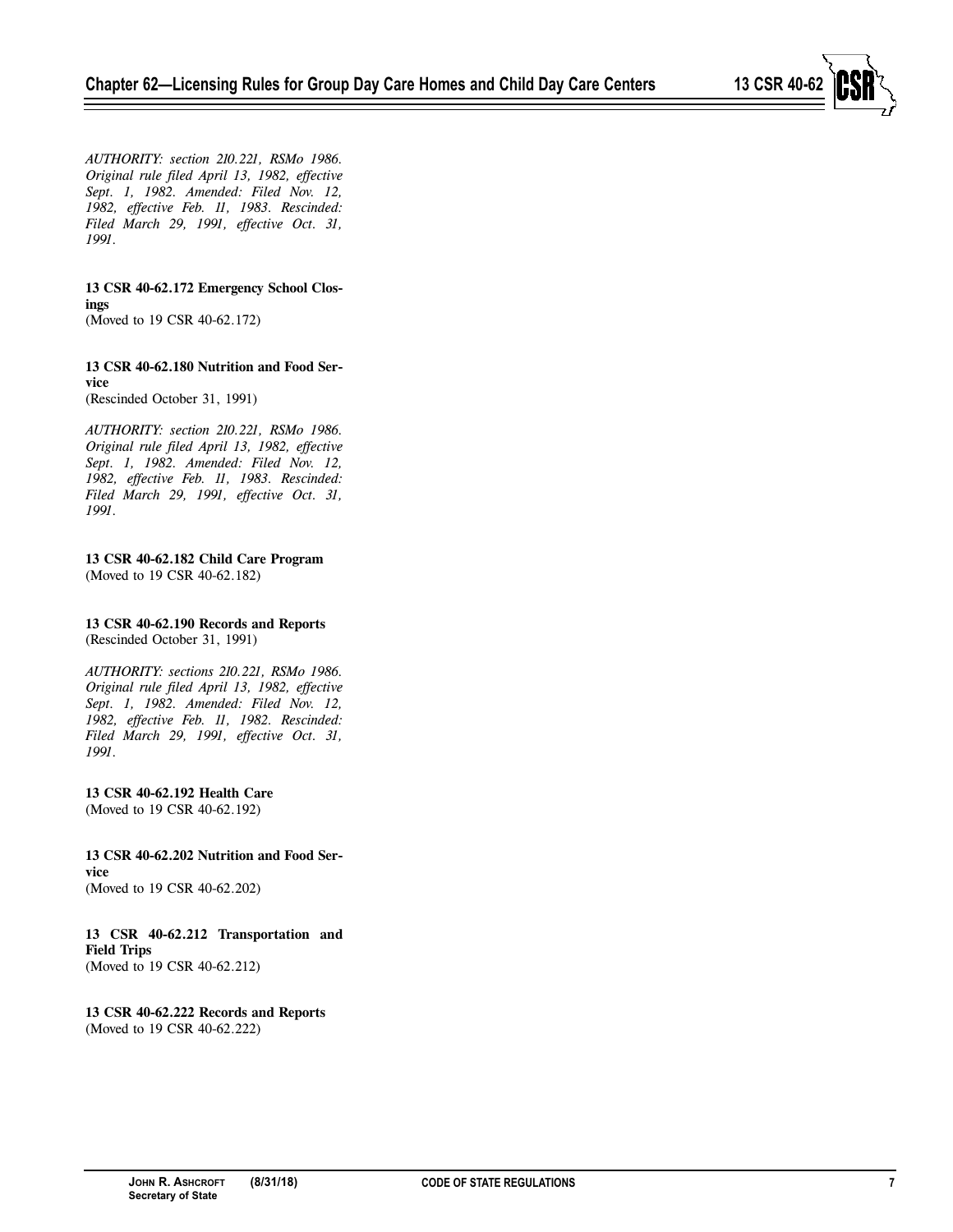*AUTHORITY: section 210.221, RSMo 1986. Original rule filed April 13, 1982, effective Sept. 1, 1982. Amended: Filed Nov. 12, 1982, effective Feb. 11, 1983. Rescinded: Filed March 29, 1991, effective Oct. 31, 1991.*

**13 CSR 40-62.172 Emergency School Closings**
(Moved to 19 CSR 40-62.172)

**13 CSR 40-62.180 Nutrition and Food Service**
(Rescinded October 31, 1991)

*AUTHORITY: section 210.221, RSMo 1986. Original rule filed April 13, 1982, effective Sept. 1, 1982. Amended: Filed Nov. 12, 1982, effective Feb. 11, 1983. Rescinded: Filed March 29, 1991, effective Oct. 31, 1991.*

**13 CSR 40-62.182 Child Care Program**
(Moved to 19 CSR 40-62.182)

**13 CSR 40-62.190 Records and Reports**
(Rescinded October 31, 1991)

*AUTHORITY: sections 210.221, RSMo 1986. Original rule filed April 13, 1982, effective Sept. 1, 1982. Amended: Filed Nov. 12, 1982, effective Feb. 11, 1982. Rescinded: Filed March 29, 1991, effective Oct. 31, 1991.*

**13 CSR 40-62.192 Health Care**
(Moved to 19 CSR 40-62.192)

**13 CSR 40-62.202 Nutrition and Food Service**
(Moved to 19 CSR 40-62.202)

**13 CSR 40-62.212 Transportation and Field Trips**
(Moved to 19 CSR 40-62.212)

**13 CSR 40-62.222 Records and Reports**
(Moved to 19 CSR 40-62.222)